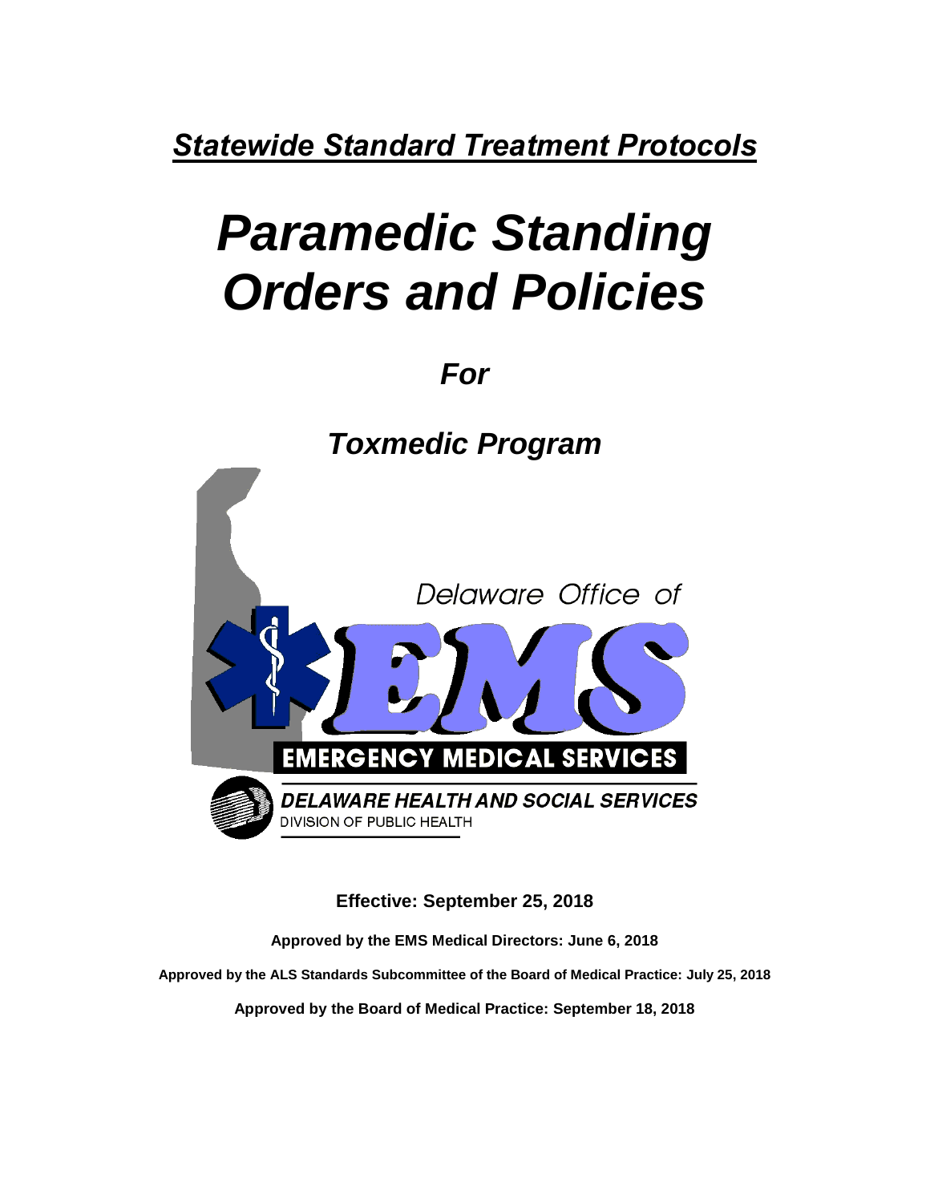***Statewide Standard Treatment Protocols***

# *Paramedic Standing Orders and Policies*

## *For*

## *Toxmedic Program*

Delaware Office of

EMS

EMERGENCY MEDICAL SERVICES

*DELAWARE HEALTH AND SOCIAL SERVICES*

DIVISION OF PUBLIC HEALTH

**Effective: September 25, 2018**

**Approved by the EMS Medical Directors: June 6, 2018**

**Approved by the ALS Standards Subcommittee of the Board of Medical Practice: July 25, 2018**

**Approved by the Board of Medical Practice: September 18, 2018**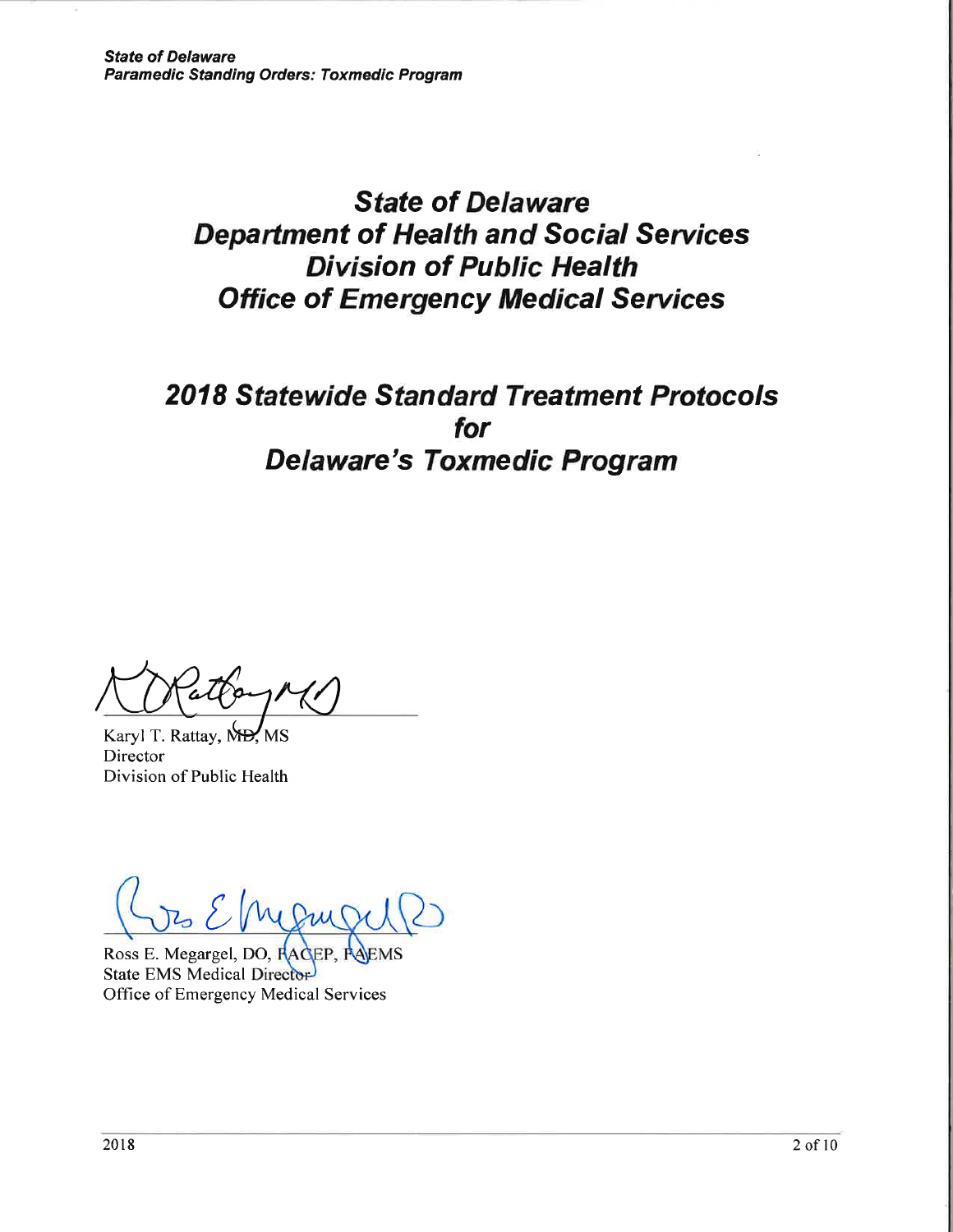# State of Delaware
# Department of Health and Social Services
# Division of Public Health
# Office of Emergency Medical Services

## 2018 Statewide Standard Treatment Protocols for Delaware's Toxmedic Program

Karyl T. Rattay, MD, MS
Director
Division of Public Health

Ross E. Megargel, DO, FACEP, FAEMS
State EMS Medical Director
Office of Emergency Medical Services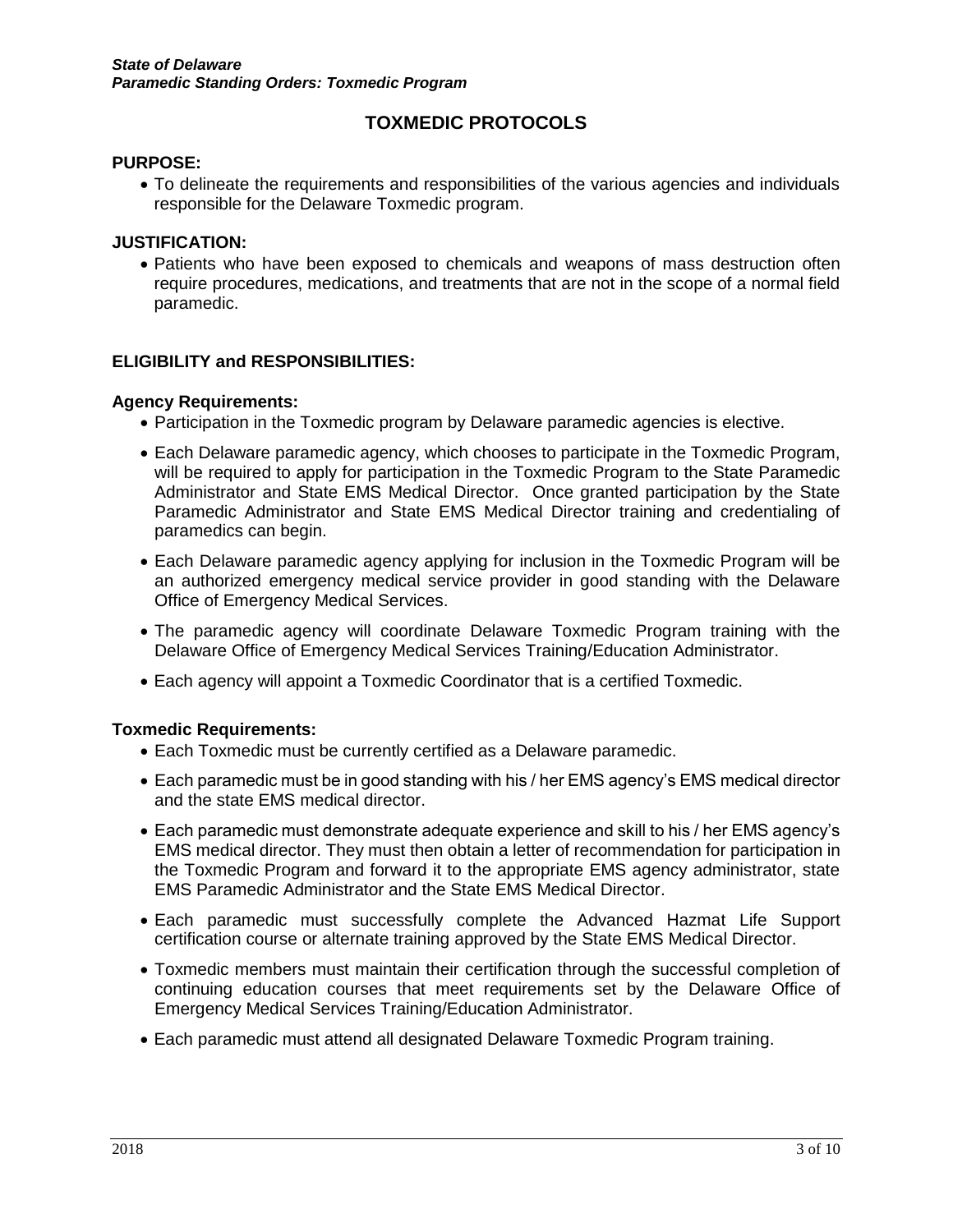# TOXMEDIC PROTOCOLS

## PURPOSE:

- To delineate the requirements and responsibilities of the various agencies and individuals responsible for the Delaware Toxmedic program.

## JUSTIFICATION:

- Patients who have been exposed to chemicals and weapons of mass destruction often require procedures, medications, and treatments that are not in the scope of a normal field paramedic.

## ELIGIBILITY and RESPONSIBILITIES:

### Agency Requirements:

- Participation in the Toxmedic program by Delaware paramedic agencies is elective.
- Each Delaware paramedic agency, which chooses to participate in the Toxmedic Program, will be required to apply for participation in the Toxmedic Program to the State Paramedic Administrator and State EMS Medical Director. Once granted participation by the State Paramedic Administrator and State EMS Medical Director training and credentialing of paramedics can begin.
- Each Delaware paramedic agency applying for inclusion in the Toxmedic Program will be an authorized emergency medical service provider in good standing with the Delaware Office of Emergency Medical Services.
- The paramedic agency will coordinate Delaware Toxmedic Program training with the Delaware Office of Emergency Medical Services Training/Education Administrator.
- Each agency will appoint a Toxmedic Coordinator that is a certified Toxmedic.

### Toxmedic Requirements:

- Each Toxmedic must be currently certified as a Delaware paramedic.
- Each paramedic must be in good standing with his / her EMS agency's EMS medical director and the state EMS medical director.
- Each paramedic must demonstrate adequate experience and skill to his / her EMS agency's EMS medical director. They must then obtain a letter of recommendation for participation in the Toxmedic Program and forward it to the appropriate EMS agency administrator, state EMS Paramedic Administrator and the State EMS Medical Director.
- Each paramedic must successfully complete the Advanced Hazmat Life Support certification course or alternate training approved by the State EMS Medical Director.
- Toxmedic members must maintain their certification through the successful completion of continuing education courses that meet requirements set by the Delaware Office of Emergency Medical Services Training/Education Administrator.
- Each paramedic must attend all designated Delaware Toxmedic Program training.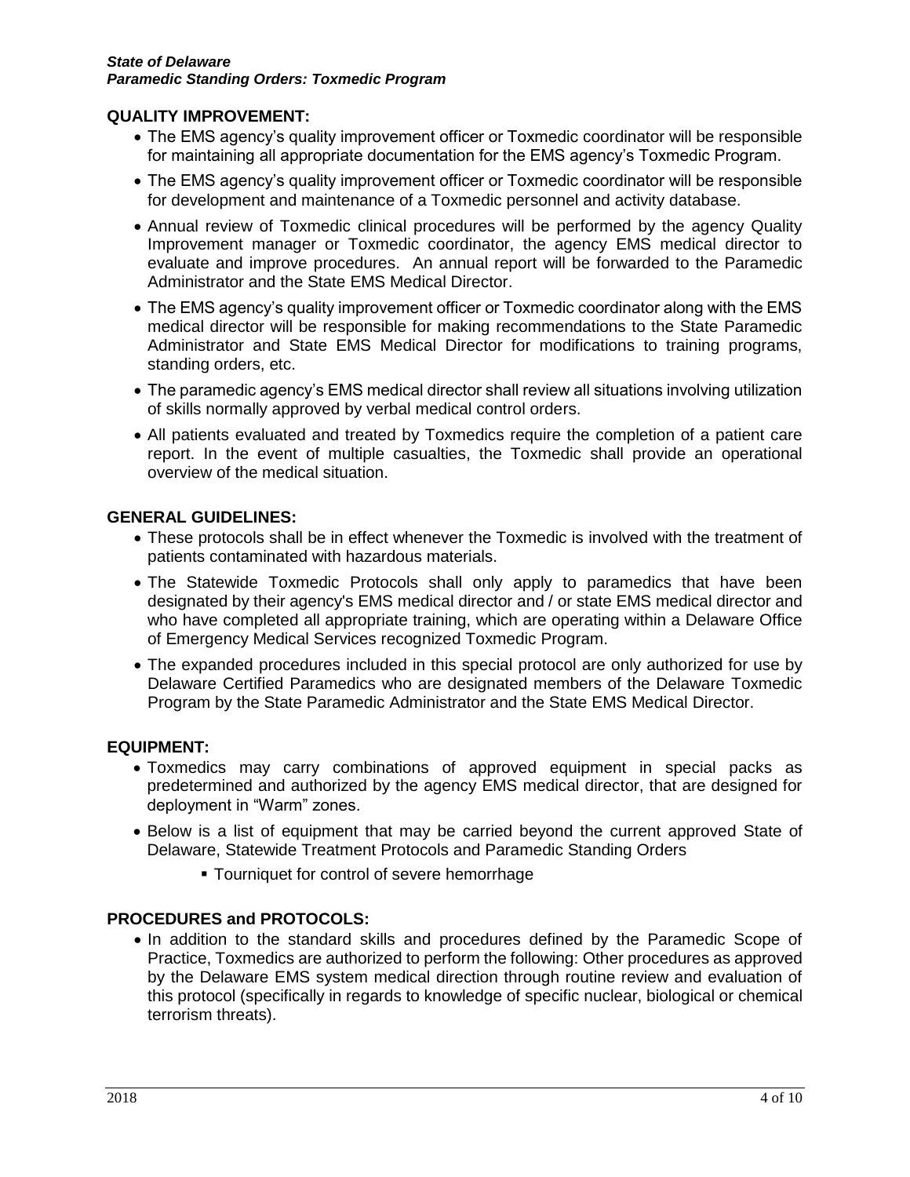## QUALITY IMPROVEMENT:

- The EMS agency's quality improvement officer or Toxmedic coordinator will be responsible for maintaining all appropriate documentation for the EMS agency's Toxmedic Program.
- The EMS agency's quality improvement officer or Toxmedic coordinator will be responsible for development and maintenance of a Toxmedic personnel and activity database.
- Annual review of Toxmedic clinical procedures will be performed by the agency Quality Improvement manager or Toxmedic coordinator, the agency EMS medical director to evaluate and improve procedures. An annual report will be forwarded to the Paramedic Administrator and the State EMS Medical Director.
- The EMS agency's quality improvement officer or Toxmedic coordinator along with the EMS medical director will be responsible for making recommendations to the State Paramedic Administrator and State EMS Medical Director for modifications to training programs, standing orders, etc.
- The paramedic agency's EMS medical director shall review all situations involving utilization of skills normally approved by verbal medical control orders.
- All patients evaluated and treated by Toxmedics require the completion of a patient care report. In the event of multiple casualties, the Toxmedic shall provide an operational overview of the medical situation.

## GENERAL GUIDELINES:

- These protocols shall be in effect whenever the Toxmedic is involved with the treatment of patients contaminated with hazardous materials.
- The Statewide Toxmedic Protocols shall only apply to paramedics that have been designated by their agency's EMS medical director and / or state EMS medical director and who have completed all appropriate training, which are operating within a Delaware Office of Emergency Medical Services recognized Toxmedic Program.
- The expanded procedures included in this special protocol are only authorized for use by Delaware Certified Paramedics who are designated members of the Delaware Toxmedic Program by the State Paramedic Administrator and the State EMS Medical Director.

## EQUIPMENT:

- Toxmedics may carry combinations of approved equipment in special packs as predetermined and authorized by the agency EMS medical director, that are designed for deployment in "Warm" zones.
- Below is a list of equipment that may be carried beyond the current approved State of Delaware, Statewide Treatment Protocols and Paramedic Standing Orders
  - Tourniquet for control of severe hemorrhage

## PROCEDURES and PROTOCOLS:

- In addition to the standard skills and procedures defined by the Paramedic Scope of Practice, Toxmedics are authorized to perform the following: Other procedures as approved by the Delaware EMS system medical direction through routine review and evaluation of this protocol (specifically in regards to knowledge of specific nuclear, biological or chemical terrorism threats).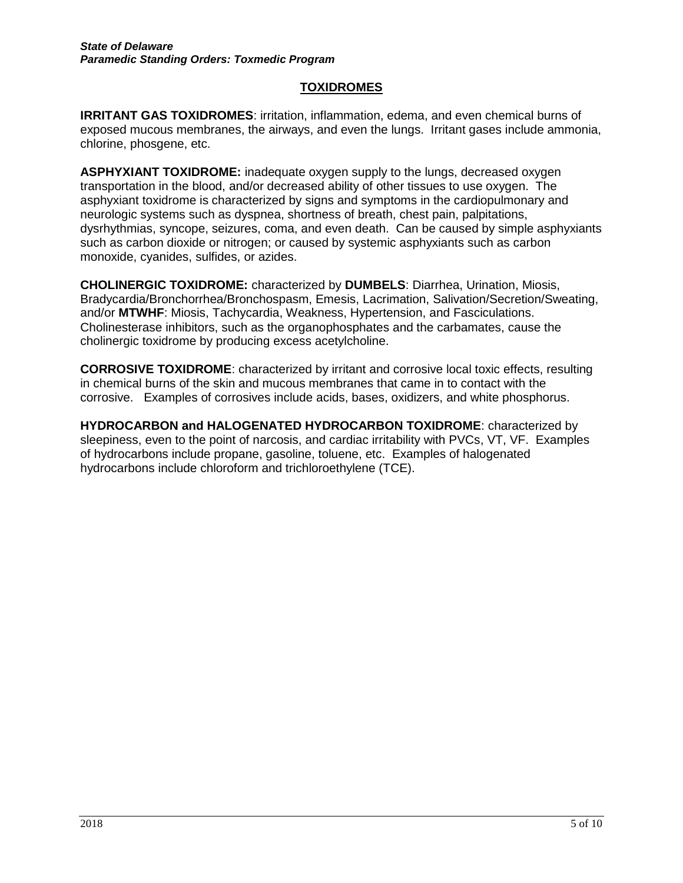## TOXIDROMES

**IRRITANT GAS TOXIDROMES**: irritation, inflammation, edema, and even chemical burns of exposed mucous membranes, the airways, and even the lungs. Irritant gases include ammonia, chlorine, phosgene, etc.

**ASPHYXIANT TOXIDROME:** inadequate oxygen supply to the lungs, decreased oxygen transportation in the blood, and/or decreased ability of other tissues to use oxygen. The asphyxiant toxidrome is characterized by signs and symptoms in the cardiopulmonary and neurologic systems such as dyspnea, shortness of breath, chest pain, palpitations, dysrhythmias, syncope, seizures, coma, and even death. Can be caused by simple asphyxiants such as carbon dioxide or nitrogen; or caused by systemic asphyxiants such as carbon monoxide, cyanides, sulfides, or azides.

**CHOLINERGIC TOXIDROME:** characterized by **DUMBELS**: Diarrhea, Urination, Miosis, Bradycardia/Bronchorrhea/Bronchospasm, Emesis, Lacrimation, Salivation/Secretion/Sweating, and/or **MTWHF**: Miosis, Tachycardia, Weakness, Hypertension, and Fasciculations. Cholinesterase inhibitors, such as the organophosphates and the carbamates, cause the cholinergic toxidrome by producing excess acetylcholine.

**CORROSIVE TOXIDROME**: characterized by irritant and corrosive local toxic effects, resulting in chemical burns of the skin and mucous membranes that came in to contact with the corrosive. Examples of corrosives include acids, bases, oxidizers, and white phosphorus.

**HYDROCARBON and HALOGENATED HYDROCARBON TOXIDROME**: characterized by sleepiness, even to the point of narcosis, and cardiac irritability with PVCs, VT, VF. Examples of hydrocarbons include propane, gasoline, toluene, etc. Examples of halogenated hydrocarbons include chloroform and trichloroethylene (TCE).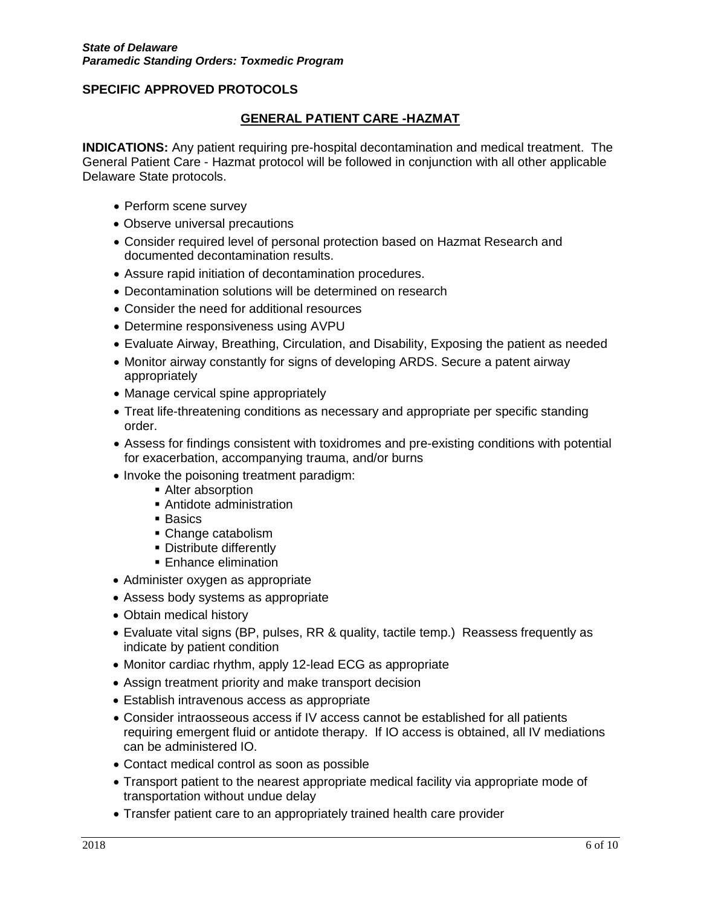## SPECIFIC APPROVED PROTOCOLS

### GENERAL PATIENT CARE -HAZMAT

**INDICATIONS:** Any patient requiring pre-hospital decontamination and medical treatment. The General Patient Care - Hazmat protocol will be followed in conjunction with all other applicable Delaware State protocols.

- Perform scene survey
- Observe universal precautions
- Consider required level of personal protection based on Hazmat Research and documented decontamination results.
- Assure rapid initiation of decontamination procedures.
- Decontamination solutions will be determined on research
- Consider the need for additional resources
- Determine responsiveness using AVPU
- Evaluate Airway, Breathing, Circulation, and Disability, Exposing the patient as needed
- Monitor airway constantly for signs of developing ARDS. Secure a patent airway appropriately
- Manage cervical spine appropriately
- Treat life-threatening conditions as necessary and appropriate per specific standing order.
- Assess for findings consistent with toxidromes and pre-existing conditions with potential for exacerbation, accompanying trauma, and/or burns
- Invoke the poisoning treatment paradigm:
  - Alter absorption
  - Antidote administration
  - Basics
  - Change catabolism
  - Distribute differently
  - Enhance elimination
- Administer oxygen as appropriate
- Assess body systems as appropriate
- Obtain medical history
- Evaluate vital signs (BP, pulses, RR & quality, tactile temp.) Reassess frequently as indicate by patient condition
- Monitor cardiac rhythm, apply 12-lead ECG as appropriate
- Assign treatment priority and make transport decision
- Establish intravenous access as appropriate
- Consider intraosseous access if IV access cannot be established for all patients requiring emergent fluid or antidote therapy. If IO access is obtained, all IV mediations can be administered IO.
- Contact medical control as soon as possible
- Transport patient to the nearest appropriate medical facility via appropriate mode of transportation without undue delay
- Transfer patient care to an appropriately trained health care provider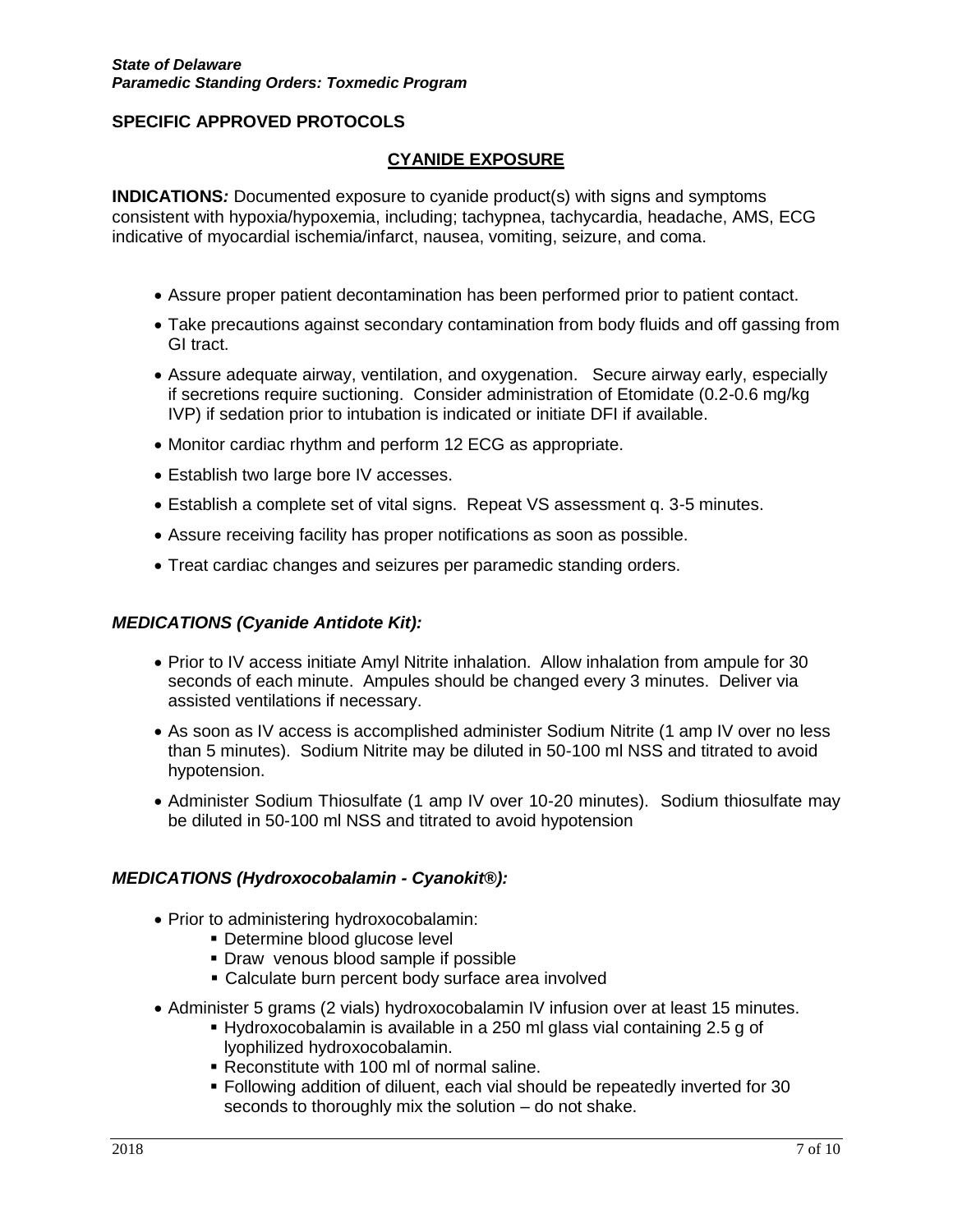*State of Delaware*
***Paramedic Standing Orders: Toxmedic Program***

**SPECIFIC APPROVED PROTOCOLS**

## CYANIDE EXPOSURE

**INDICATIONS*:*** Documented exposure to cyanide product(s) with signs and symptoms consistent with hypoxia/hypoxemia, including; tachypnea, tachycardia, headache, AMS, ECG indicative of myocardial ischemia/infarct, nausea, vomiting, seizure, and coma.

- Assure proper patient decontamination has been performed prior to patient contact.
- Take precautions against secondary contamination from body fluids and off gassing from GI tract.
- Assure adequate airway, ventilation, and oxygenation. Secure airway early, especially if secretions require suctioning. Consider administration of Etomidate (0.2-0.6 mg/kg IVP) if sedation prior to intubation is indicated or initiate DFI if available.
- Monitor cardiac rhythm and perform 12 ECG as appropriate.
- Establish two large bore IV accesses.
- Establish a complete set of vital signs. Repeat VS assessment q. 3-5 minutes.
- Assure receiving facility has proper notifications as soon as possible.
- Treat cardiac changes and seizures per paramedic standing orders.

### *MEDICATIONS (Cyanide Antidote Kit):*

- Prior to IV access initiate Amyl Nitrite inhalation. Allow inhalation from ampule for 30 seconds of each minute. Ampules should be changed every 3 minutes. Deliver via assisted ventilations if necessary.
- As soon as IV access is accomplished administer Sodium Nitrite (1 amp IV over no less than 5 minutes). Sodium Nitrite may be diluted in 50-100 ml NSS and titrated to avoid hypotension.
- Administer Sodium Thiosulfate (1 amp IV over 10-20 minutes). Sodium thiosulfate may be diluted in 50-100 ml NSS and titrated to avoid hypotension

### *MEDICATIONS (Hydroxocobalamin - Cyanokit®):*

- Prior to administering hydroxocobalamin:
  - Determine blood glucose level
  - Draw venous blood sample if possible
  - Calculate burn percent body surface area involved
- Administer 5 grams (2 vials) hydroxocobalamin IV infusion over at least 15 minutes.
  - Hydroxocobalamin is available in a 250 ml glass vial containing 2.5 g of lyophilized hydroxocobalamin.
  - Reconstitute with 100 ml of normal saline.
  - Following addition of diluent, each vial should be repeatedly inverted for 30 seconds to thoroughly mix the solution – do not shake.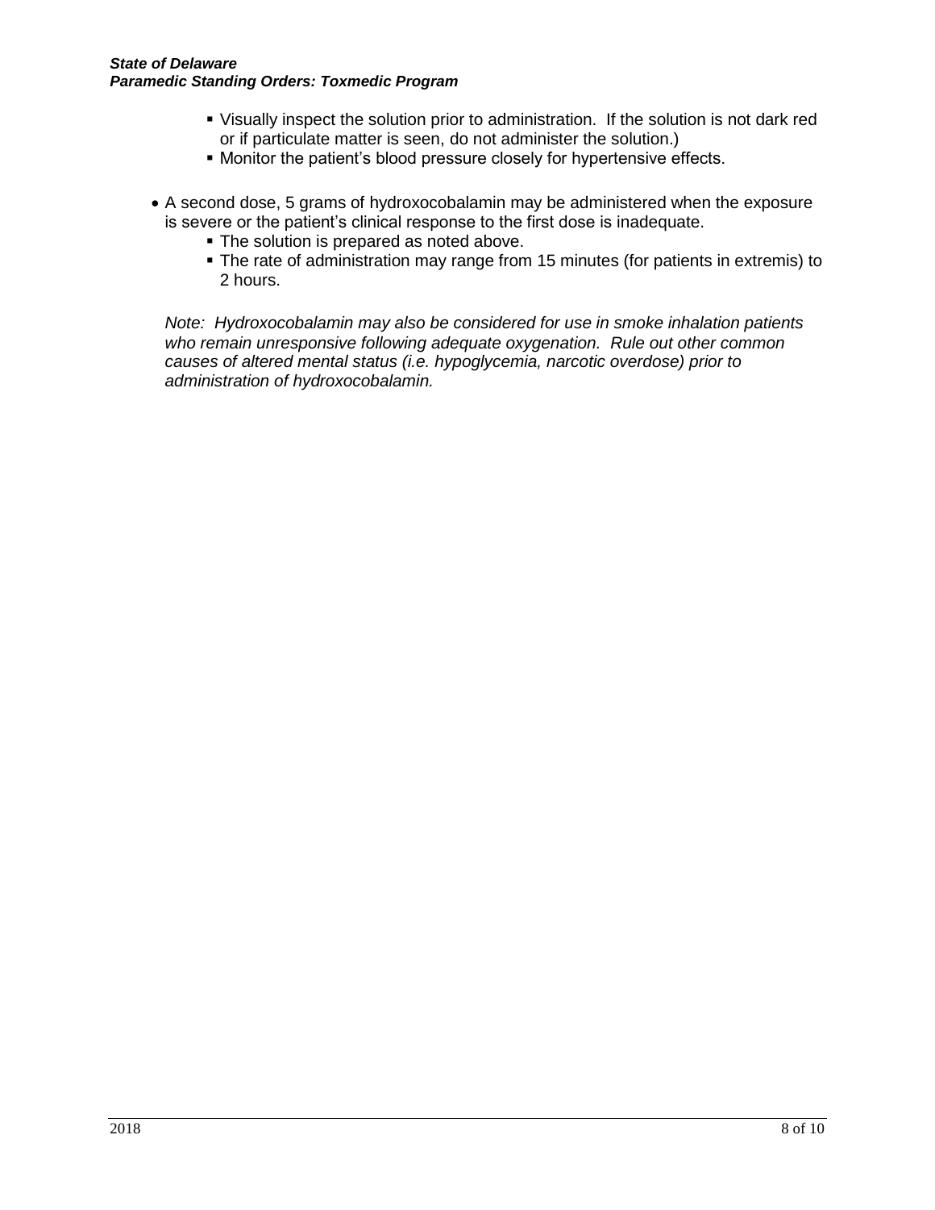- Visually inspect the solution prior to administration. If the solution is not dark red or if particulate matter is seen, do not administer the solution.)
   - Monitor the patient's blood pressure closely for hypertensive effects.

- A second dose, 5 grams of hydroxocobalamin may be administered when the exposure is severe or the patient's clinical response to the first dose is inadequate.
   - The solution is prepared as noted above.
   - The rate of administration may range from 15 minutes (for patients in extremis) to 2 hours.

*Note: Hydroxocobalamin may also be considered for use in smoke inhalation patients who remain unresponsive following adequate oxygenation. Rule out other common causes of altered mental status (i.e. hypoglycemia, narcotic overdose) prior to administration of hydroxocobalamin.*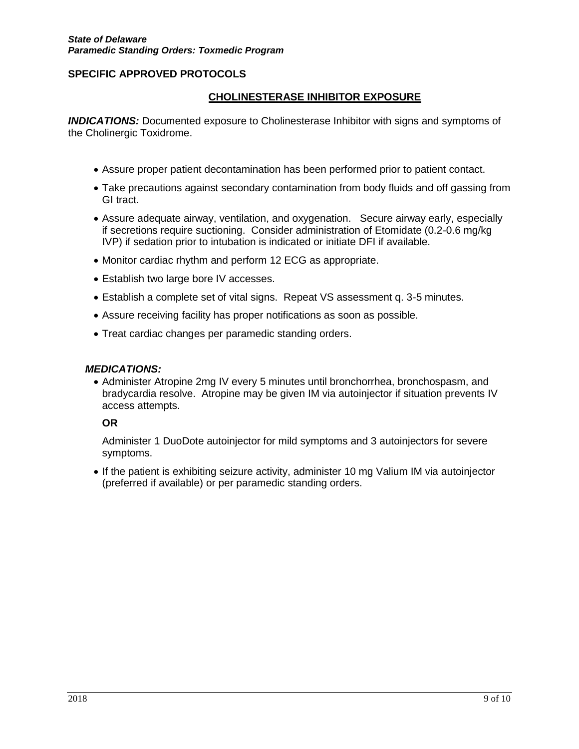***State of Delaware***
***Paramedic Standing Orders: Toxmedic Program***

**SPECIFIC APPROVED PROTOCOLS**

## CHOLINESTERASE INHIBITOR EXPOSURE

***INDICATIONS:*** Documented exposure to Cholinesterase Inhibitor with signs and symptoms of the Cholinergic Toxidrome.

- Assure proper patient decontamination has been performed prior to patient contact.
- Take precautions against secondary contamination from body fluids and off gassing from GI tract.
- Assure adequate airway, ventilation, and oxygenation. Secure airway early, especially if secretions require suctioning. Consider administration of Etomidate (0.2-0.6 mg/kg IVP) if sedation prior to intubation is indicated or initiate DFI if available.
- Monitor cardiac rhythm and perform 12 ECG as appropriate.
- Establish two large bore IV accesses.
- Establish a complete set of vital signs. Repeat VS assessment q. 3-5 minutes.
- Assure receiving facility has proper notifications as soon as possible.
- Treat cardiac changes per paramedic standing orders.

***MEDICATIONS:***

- Administer Atropine 2mg IV every 5 minutes until bronchorrhea, bronchospasm, and bradycardia resolve. Atropine may be given IM via autoinjector if situation prevents IV access attempts.

  **OR**

  Administer 1 DuoDote autoinjector for mild symptoms and 3 autoinjectors for severe symptoms.

- If the patient is exhibiting seizure activity, administer 10 mg Valium IM via autoinjector (preferred if available) or per paramedic standing orders.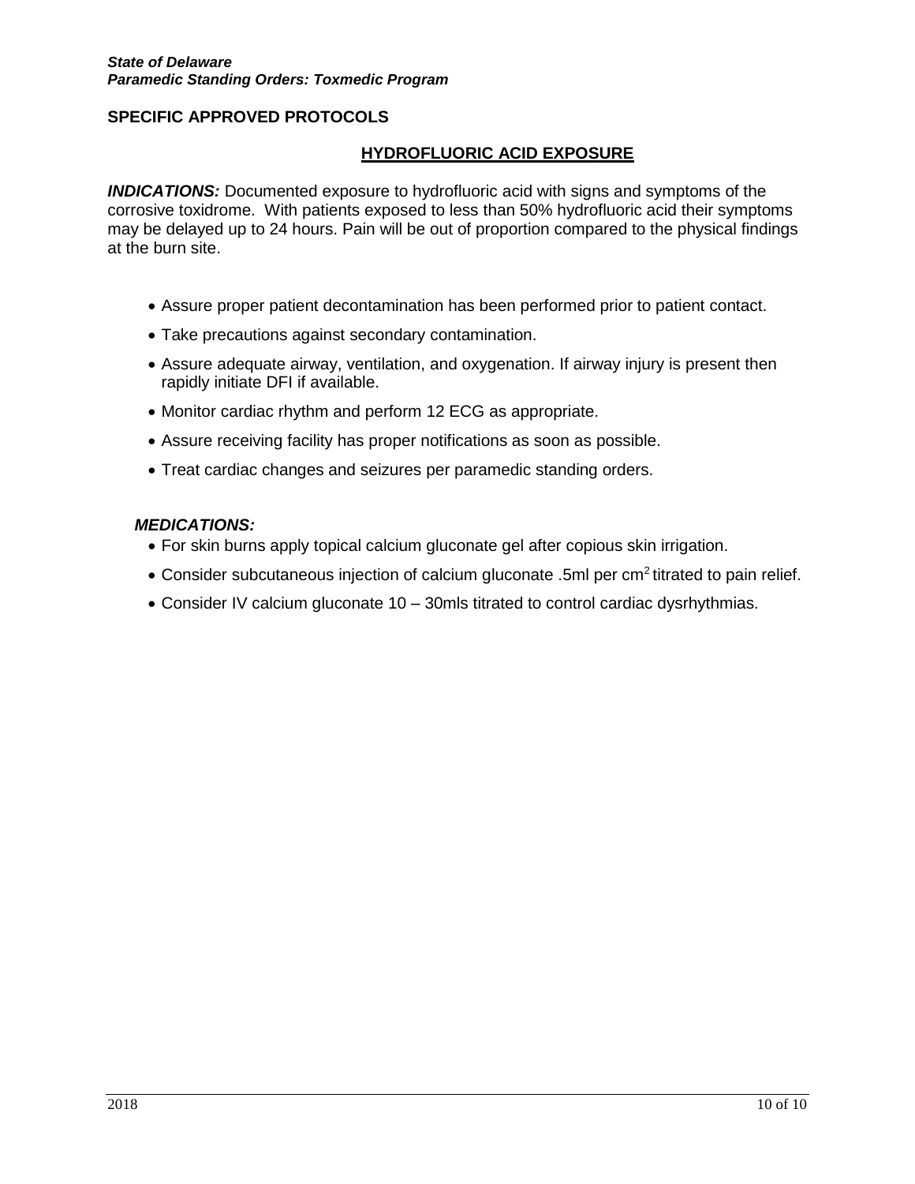## SPECIFIC APPROVED PROTOCOLS

### HYDROFLUORIC ACID EXPOSURE

***INDICATIONS:*** Documented exposure to hydrofluoric acid with signs and symptoms of the corrosive toxidrome. With patients exposed to less than 50% hydrofluoric acid their symptoms may be delayed up to 24 hours. Pain will be out of proportion compared to the physical findings at the burn site.

- Assure proper patient decontamination has been performed prior to patient contact.
- Take precautions against secondary contamination.
- Assure adequate airway, ventilation, and oxygenation. If airway injury is present then rapidly initiate DFI if available.
- Monitor cardiac rhythm and perform 12 ECG as appropriate.
- Assure receiving facility has proper notifications as soon as possible.
- Treat cardiac changes and seizures per paramedic standing orders.

***MEDICATIONS:***

- For skin burns apply topical calcium gluconate gel after copious skin irrigation.
- Consider subcutaneous injection of calcium gluconate .5ml per $cm^2$ titrated to pain relief.
- Consider IV calcium gluconate 10 – 30mls titrated to control cardiac dysrhythmias.